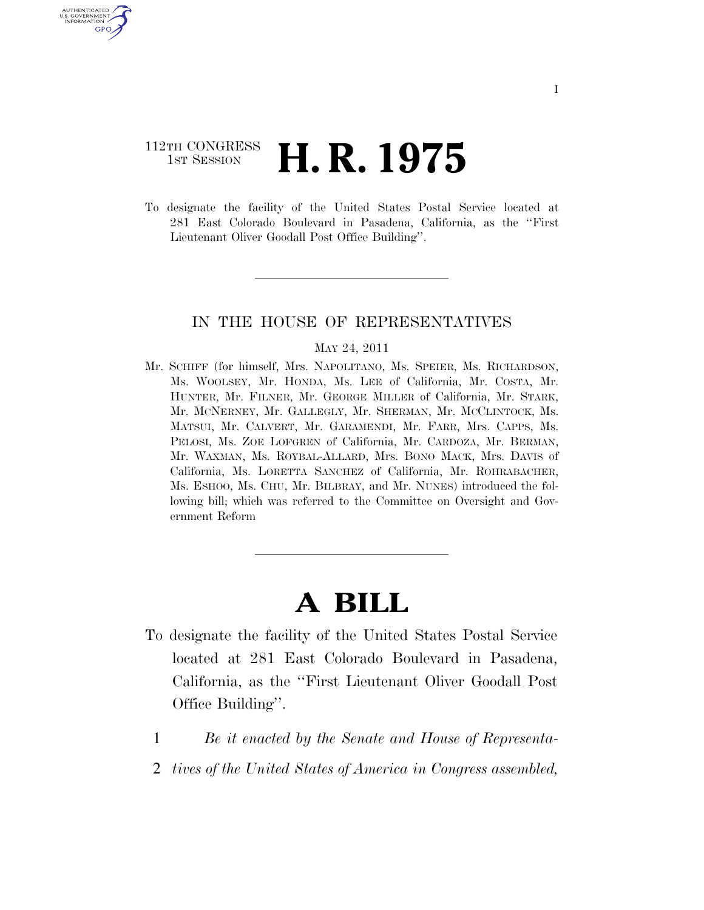112TH CONGRESS
1ST SESSION

# H. R. 1975

To designate the facility of the United States Postal Service located at 281 East Colorado Boulevard in Pasadena, California, as the ''First Lieutenant Oliver Goodall Post Office Building''.

---

IN THE HOUSE OF REPRESENTATIVES

MAY 24, 2011

Mr. SCHIFF (for himself, Mrs. NAPOLITANO, Ms. SPEIER, Ms. RICHARDSON, Ms. WOOLSEY, Mr. HONDA, Ms. LEE of California, Mr. COSTA, Mr. HUNTER, Mr. FILNER, Mr. GEORGE MILLER of California, Mr. STARK, Mr. MCNERNEY, Mr. GALLEGLY, Mr. SHERMAN, Mr. MCCLINTOCK, Ms. MATSUI, Mr. CALVERT, Mr. GARAMENDI, Mr. FARR, Mrs. CAPPS, Ms. PELOSI, Ms. ZOE LOFGREN of California, Mr. CARDOZA, Mr. BERMAN, Mr. WAXMAN, Ms. ROYBAL-ALLARD, Mrs. BONO MACK, Mrs. DAVIS of California, Ms. LORETTA SANCHEZ of California, Mr. ROHRABACHER, Ms. ESHOO, Ms. CHU, Mr. BILBRAY, and Mr. NUNES) introduced the following bill; which was referred to the Committee on Oversight and Government Reform

---

# A BILL

To designate the facility of the United States Postal Service located at 281 East Colorado Boulevard in Pasadena, California, as the ''First Lieutenant Oliver Goodall Post Office Building''.

1 *Be it enacted by the Senate and House of Representa-*
2 *tives of the United States of America in Congress assembled,*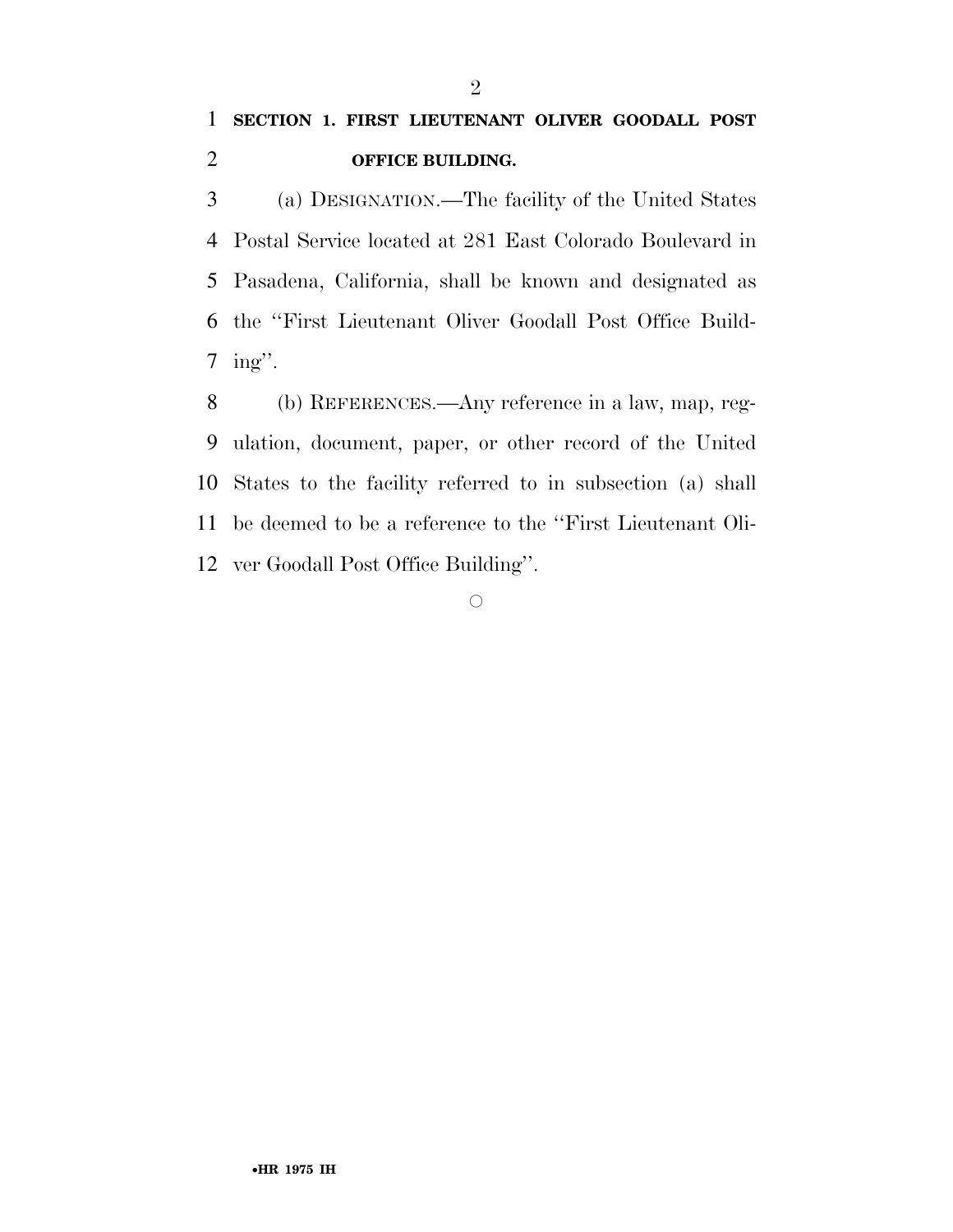### SECTION 1. FIRST LIEUTENANT OLIVER GOODALL POST OFFICE BUILDING.

(a) DESIGNATION.—The facility of the United States Postal Service located at 281 East Colorado Boulevard in Pasadena, California, shall be known and designated as the ''First Lieutenant Oliver Goodall Post Office Building''.

(b) REFERENCES.—Any reference in a law, map, regulation, document, paper, or other record of the United States to the facility referred to in subsection (a) shall be deemed to be a reference to the ''First Lieutenant Oliver Goodall Post Office Building''.

○